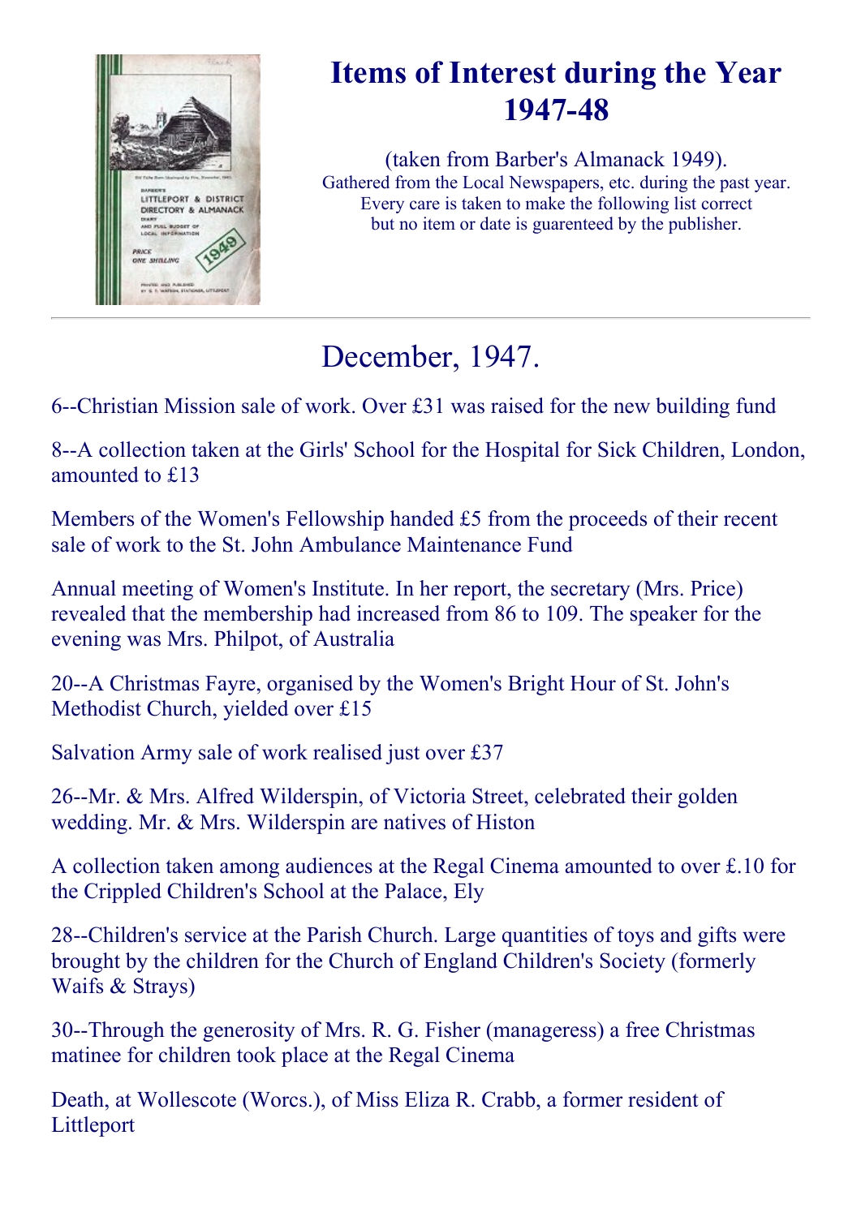# Items of Interest during the Year 1947-48

(taken from Barber's Almanack 1949).
Gathered from the Local Newspapers, etc. during the past year.
Every care is taken to make the following list correct
but no item or date is guerenteed by the publisher.

## December, 1947.

6--Christian Mission sale of work. Over £31 was raised for the new building fund

8--A collection taken at the Girls' School for the Hospital for Sick Children, London, amounted to £13

Members of the Women's Fellowship handed £5 from the proceeds of their recent sale of work to the St. John Ambulance Maintenance Fund

Annual meeting of Women's Institute. In her report, the secretary (Mrs. Price) revealed that the membership had increased from 86 to 109. The speaker for the evening was Mrs. Philpot, of Australia

20--A Christmas Fayre, organised by the Women's Bright Hour of St. John's Methodist Church, yielded over £15

Salvation Army sale of work realised just over £37

26--Mr. & Mrs. Alfred Wilderspin, of Victoria Street, celebrated their golden wedding. Mr. & Mrs. Wilderspin are natives of Histon

A collection taken among audiences at the Regal Cinema amounted to over £.10 for the Crippled Children's School at the Palace, Ely

28--Children's service at the Parish Church. Large quantities of toys and gifts were brought by the children for the Church of England Children's Society (formerly Waifs & Strays)

30--Through the generosity of Mrs. R. G. Fisher (manageress) a free Christmas matinee for children took place at the Regal Cinema

Death, at Wollescote (Worcs.), of Miss Eliza R. Crabb, a former resident of Littleport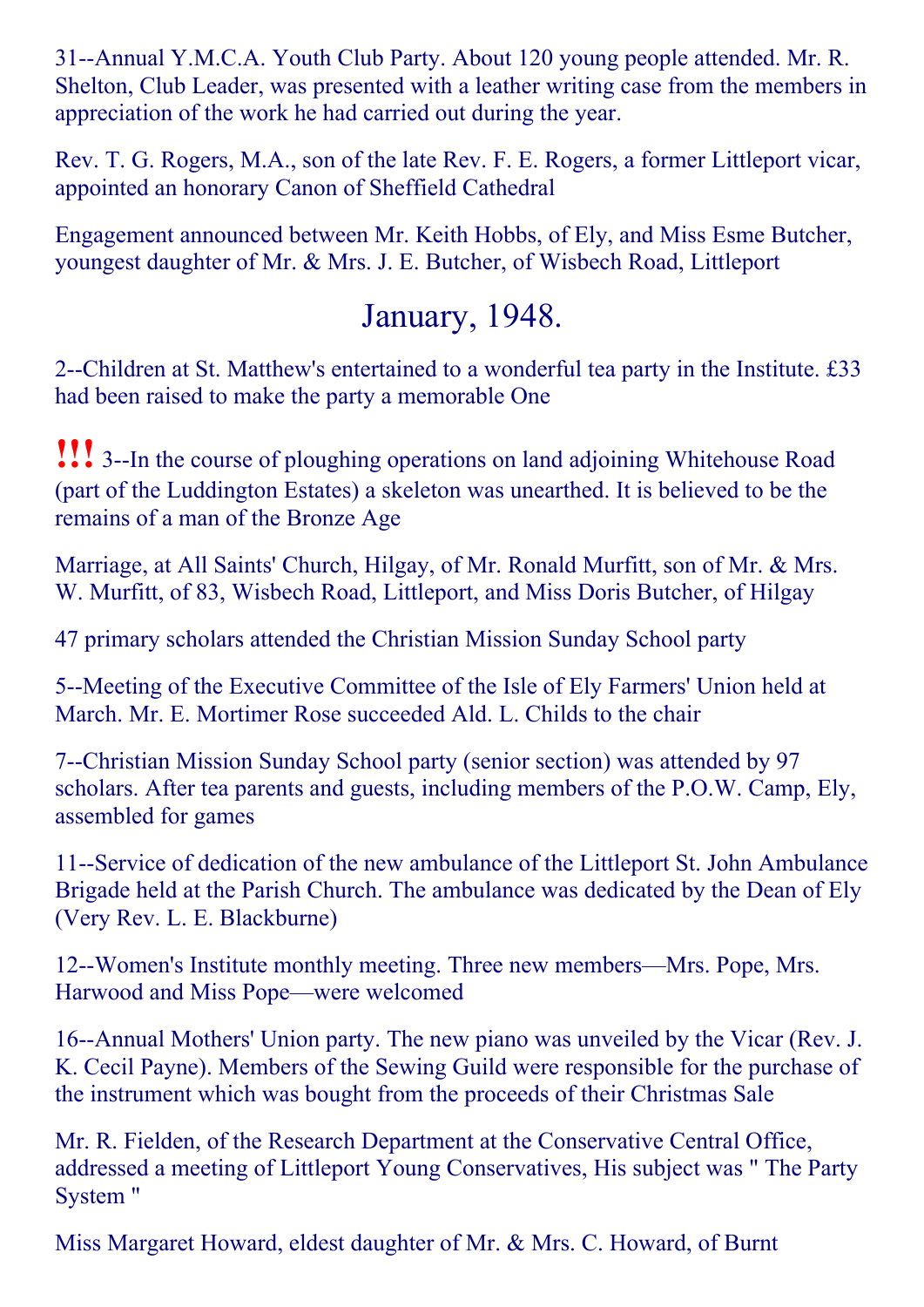31--Annual Y.M.C.A. Youth Club Party. About 120 young people attended. Mr. R. Shelton, Club Leader, was presented with a leather writing case from the members in appreciation of the work he had carried out during the year.

Rev. T. G. Rogers, M.A., son of the late Rev. F. E. Rogers, a former Littleport vicar, appointed an honorary Canon of Sheffield Cathedral

Engagement announced between Mr. Keith Hobbs, of Ely, and Miss Esme Butcher, youngest daughter of Mr. & Mrs. J. E. Butcher, of Wisbech Road, Littleport

## January, 1948.

2--Children at St. Matthew's entertained to a wonderful tea party in the Institute. £33 had been raised to make the party a memorable One

!!! 3--In the course of ploughing operations on land adjoining Whitehouse Road (part of the Luddington Estates) a skeleton was unearthed. It is believed to be the remains of a man of the Bronze Age

Marriage, at All Saints' Church, Hilgay, of Mr. Ronald Murfitt, son of Mr. & Mrs. W. Murfitt, of 83, Wisbech Road, Littleport, and Miss Doris Butcher, of Hilgay

47 primary scholars attended the Christian Mission Sunday School party

5--Meeting of the Executive Committee of the Isle of Ely Farmers' Union held at March. Mr. E. Mortimer Rose succeeded Ald. L. Childs to the chair

7--Christian Mission Sunday School party (senior section) was attended by 97 scholars. After tea parents and guests, including members of the P.O.W. Camp, Ely, assembled for games

11--Service of dedication of the new ambulance of the Littleport St. John Ambulance Brigade held at the Parish Church. The ambulance was dedicated by the Dean of Ely (Very Rev. L. E. Blackburne)

12--Women's Institute monthly meeting. Three new members—Mrs. Pope, Mrs. Harwood and Miss Pope—were welcomed

16--Annual Mothers' Union party. The new piano was unveiled by the Vicar (Rev. J. K. Cecil Payne). Members of the Sewing Guild were responsible for the purchase of the instrument which was bought from the proceeds of their Christmas Sale

Mr. R. Fielden, of the Research Department at the Conservative Central Office, addressed a meeting of Littleport Young Conservatives, His subject was " The Party System "

Miss Margaret Howard, eldest daughter of Mr. & Mrs. C. Howard, of Burnt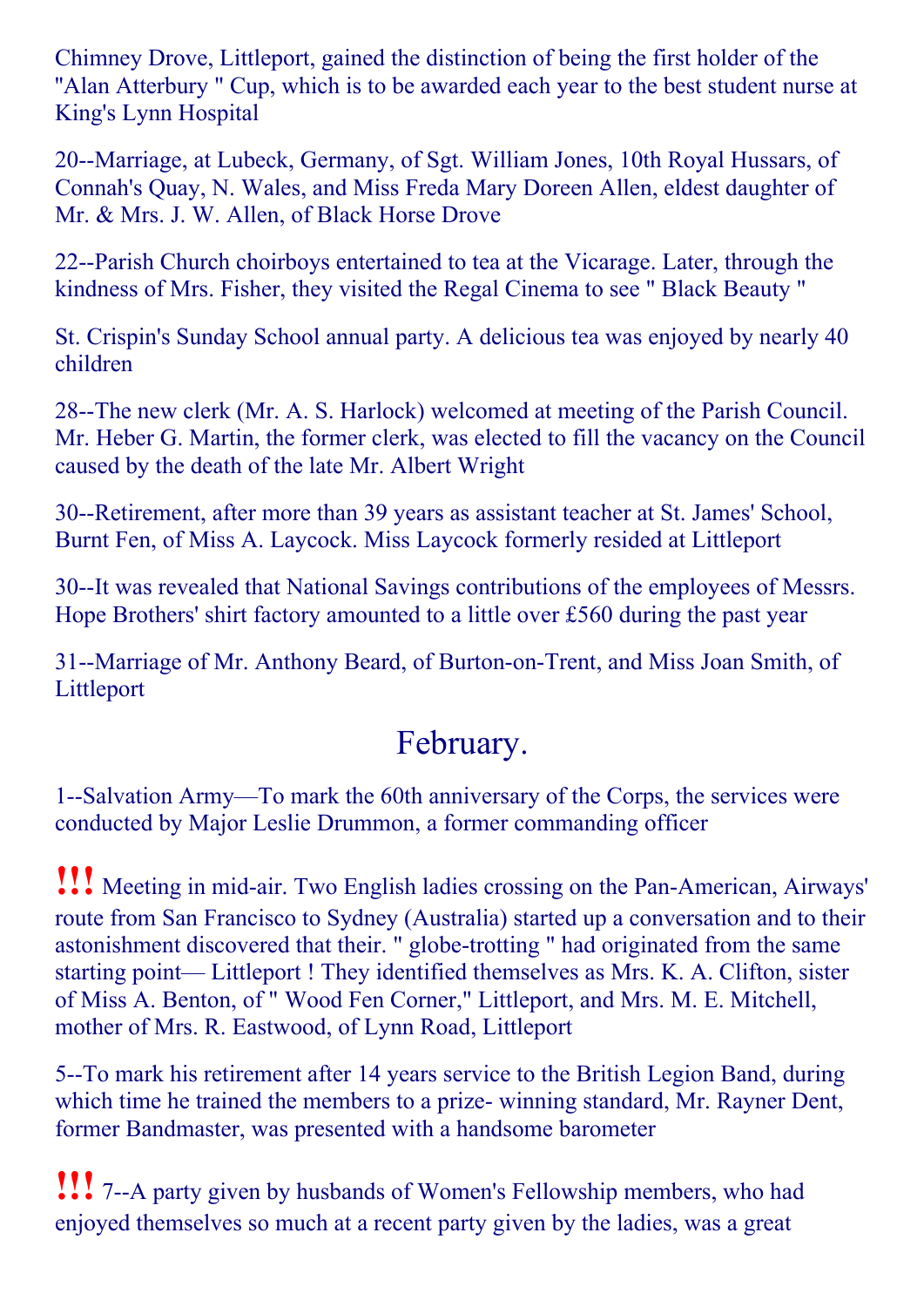Chimney Drove, Littleport, gained the distinction of being the first holder of the "Alan Atterbury " Cup, which is to be awarded each year to the best student nurse at King's Lynn Hospital

20--Marriage, at Lubeck, Germany, of Sgt. William Jones, 10th Royal Hussars, of Connah's Quay, N. Wales, and Miss Freda Mary Doreen Allen, eldest daughter of Mr. & Mrs. J. W. Allen, of Black Horse Drove

22--Parish Church choirboys entertained to tea at the Vicarage. Later, through the kindness of Mrs. Fisher, they visited the Regal Cinema to see " Black Beauty "

St. Crispin's Sunday School annual party. A delicious tea was enjoyed by nearly 40 children

28--The new clerk (Mr. A. S. Harlock) welcomed at meeting of the Parish Council. Mr. Heber G. Martin, the former clerk, was elected to fill the vacancy on the Council caused by the death of the late Mr. Albert Wright

30--Retirement, after more than 39 years as assistant teacher at St. James' School, Burnt Fen, of Miss A. Laycock. Miss Laycock formerly resided at Littleport

30--It was revealed that National Savings contributions of the employees of Messrs. Hope Brothers' shirt factory amounted to a little over £560 during the past year

31--Marriage of Mr. Anthony Beard, of Burton-on-Trent, and Miss Joan Smith, of Littleport

## February.

1--Salvation Army—To mark the 60th anniversary of the Corps, the services were conducted by Major Leslie Drummon, a former commanding officer

**!!!** Meeting in mid-air. Two English ladies crossing on the Pan-American, Airways' route from San Francisco to Sydney (Australia) started up a conversation and to their astonishment discovered that their. " globe-trotting " had originated from the same starting point— Littleport ! They identified themselves as Mrs. K. A. Clifton, sister of Miss A. Benton, of " Wood Fen Corner," Littleport, and Mrs. M. E. Mitchell, mother of Mrs. R. Eastwood, of Lynn Road, Littleport

5--To mark his retirement after 14 years service to the British Legion Band, during which time he trained the members to a prize- winning standard, Mr. Rayner Dent, former Bandmaster, was presented with a handsome barometer

**!!!** 7--A party given by husbands of Women's Fellowship members, who had enjoyed themselves so much at a recent party given by the ladies, was a great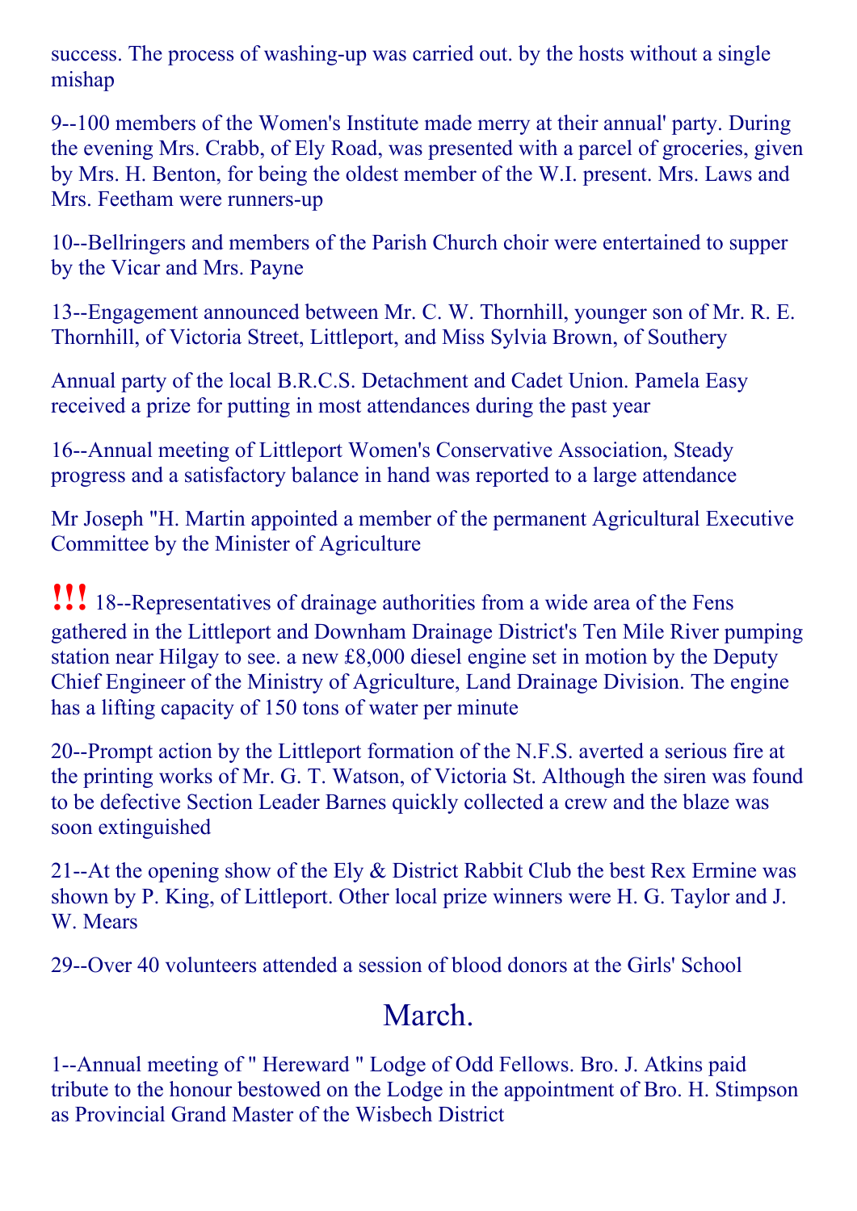success. The process of washing-up was carried out. by the hosts without a single mishap

9--100 members of the Women's Institute made merry at their annual' party. During the evening Mrs. Crabb, of Ely Road, was presented with a parcel of groceries, given by Mrs. H. Benton, for being the oldest member of the W.I. present. Mrs. Laws and Mrs. Feetham were runners-up

10--Bellringers and members of the Parish Church choir were entertained to supper by the Vicar and Mrs. Payne

13--Engagement announced between Mr. C. W. Thornhill, younger son of Mr. R. E. Thornhill, of Victoria Street, Littleport, and Miss Sylvia Brown, of Southery

Annual party of the local B.R.C.S. Detachment and Cadet Union. Pamela Easy received a prize for putting in most attendances during the past year

16--Annual meeting of Littleport Women's Conservative Association, Steady progress and a satisfactory balance in hand was reported to a large attendance

Mr Joseph "H. Martin appointed a member of the permanent Agricultural Executive Committee by the Minister of Agriculture

**!!!** 18--Representatives of drainage authorities from a wide area of the Fens gathered in the Littleport and Downham Drainage District's Ten Mile River pumping station near Hilgay to see. a new £8,000 diesel engine set in motion by the Deputy Chief Engineer of the Ministry of Agriculture, Land Drainage Division. The engine has a lifting capacity of 150 tons of water per minute

20--Prompt action by the Littleport formation of the N.F.S. averted a serious fire at the printing works of Mr. G. T. Watson, of Victoria St. Although the siren was found to be defective Section Leader Barnes quickly collected a crew and the blaze was soon extinguished

21--At the opening show of the Ely & District Rabbit Club the best Rex Ermine was shown by P. King, of Littleport. Other local prize winners were H. G. Taylor and J. W. Mears

29--Over 40 volunteers attended a session of blood donors at the Girls' School

## March.

1--Annual meeting of " Hereward " Lodge of Odd Fellows. Bro. J. Atkins paid tribute to the honour bestowed on the Lodge in the appointment of Bro. H. Stimpson as Provincial Grand Master of the Wisbech District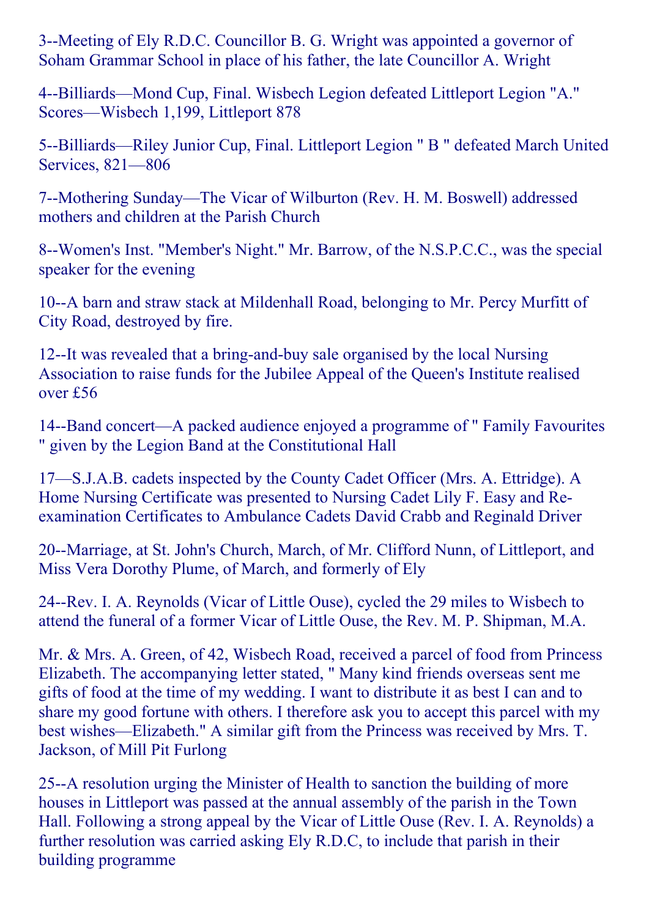3--Meeting of Ely R.D.C. Councillor B. G. Wright was appointed a governor of Soham Grammar School in place of his father, the late Councillor A. Wright

4--Billiards—Mond Cup, Final. Wisbech Legion defeated Littleport Legion "A." Scores—Wisbech 1,199, Littleport 878

5--Billiards—Riley Junior Cup, Final. Littleport Legion " B " defeated March United Services, 821—806

7--Mothering Sunday—The Vicar of Wilburton (Rev. H. M. Boswell) addressed mothers and children at the Parish Church

8--Women's Inst. "Member's Night." Mr. Barrow, of the N.S.P.C.C., was the special speaker for the evening

10--A barn and straw stack at Mildenhall Road, belonging to Mr. Percy Murfitt of City Road, destroyed by fire.

12--It was revealed that a bring-and-buy sale organised by the local Nursing Association to raise funds for the Jubilee Appeal of the Queen's Institute realised over £56

14--Band concert—A packed audience enjoyed a programme of " Family Favourites " given by the Legion Band at the Constitutional Hall

17—S.J.A.B. cadets inspected by the County Cadet Officer (Mrs. A. Ettridge). A Home Nursing Certificate was presented to Nursing Cadet Lily F. Easy and Re-examination Certificates to Ambulance Cadets David Crabb and Reginald Driver

20--Marriage, at St. John's Church, March, of Mr. Clifford Nunn, of Littleport, and Miss Vera Dorothy Plume, of March, and formerly of Ely

24--Rev. I. A. Reynolds (Vicar of Little Ouse), cycled the 29 miles to Wisbech to attend the funeral of a former Vicar of Little Ouse, the Rev. M. P. Shipman, M.A.

Mr. & Mrs. A. Green, of 42, Wisbech Road, received a parcel of food from Princess Elizabeth. The accompanying letter stated, " Many kind friends overseas sent me gifts of food at the time of my wedding. I want to distribute it as best I can and to share my good fortune with others. I therefore ask you to accept this parcel with my best wishes—Elizabeth." A similar gift from the Princess was received by Mrs. T. Jackson, of Mill Pit Furlong

25--A resolution urging the Minister of Health to sanction the building of more houses in Littleport was passed at the annual assembly of the parish in the Town Hall. Following a strong appeal by the Vicar of Little Ouse (Rev. I. A. Reynolds) a further resolution was carried asking Ely R.D.C, to include that parish in their building programme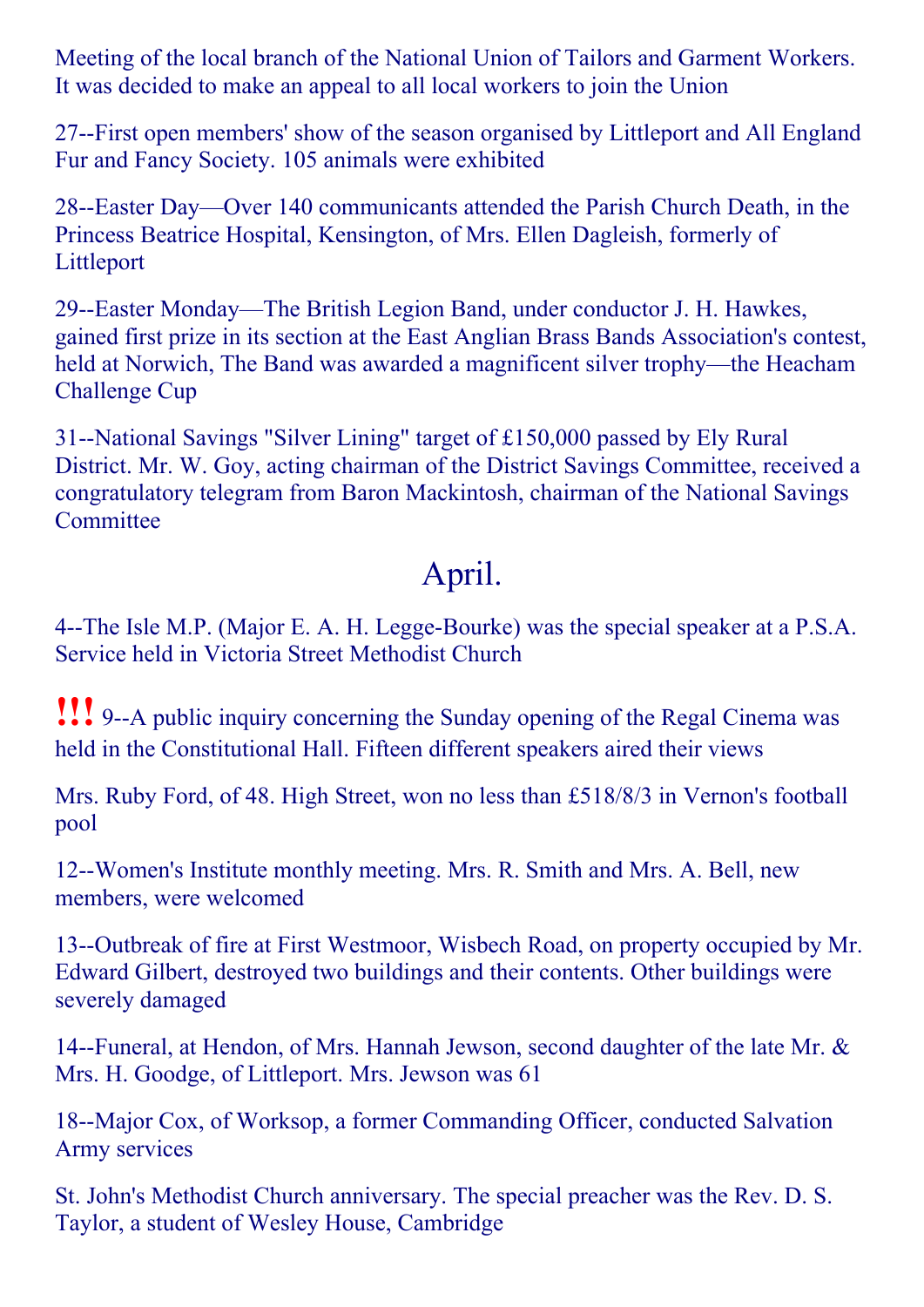Meeting of the local branch of the National Union of Tailors and Garment Workers. It was decided to make an appeal to all local workers to join the Union

27--First open members' show of the season organised by Littleport and All England Fur and Fancy Society. 105 animals were exhibited

28--Easter Day—Over 140 communicants attended the Parish Church Death, in the Princess Beatrice Hospital, Kensington, of Mrs. Ellen Dagleish, formerly of Littleport

29--Easter Monday—The British Legion Band, under conductor J. H. Hawkes, gained first prize in its section at the East Anglian Brass Bands Association's contest, held at Norwich, The Band was awarded a magnificent silver trophy—the Heacham Challenge Cup

31--National Savings "Silver Lining" target of £150,000 passed by Ely Rural District. Mr. W. Goy, acting chairman of the District Savings Committee, received a congratulatory telegram from Baron Mackintosh, chairman of the National Savings Committee

## April.

4--The Isle M.P. (Major E. A. H. Legge-Bourke) was the special speaker at a P.S.A. Service held in Victoria Street Methodist Church

!!! 9--A public inquiry concerning the Sunday opening of the Regal Cinema was held in the Constitutional Hall. Fifteen different speakers aired their views

Mrs. Ruby Ford, of 48. High Street, won no less than £518/8/3 in Vernon's football pool

12--Women's Institute monthly meeting. Mrs. R. Smith and Mrs. A. Bell, new members, were welcomed

13--Outbreak of fire at First Westmoor, Wisbech Road, on property occupied by Mr. Edward Gilbert, destroyed two buildings and their contents. Other buildings were severely damaged

14--Funeral, at Hendon, of Mrs. Hannah Jewson, second daughter of the late Mr. & Mrs. H. Goodge, of Littleport. Mrs. Jewson was 61

18--Major Cox, of Worksop, a former Commanding Officer, conducted Salvation Army services

St. John's Methodist Church anniversary. The special preacher was the Rev. D. S. Taylor, a student of Wesley House, Cambridge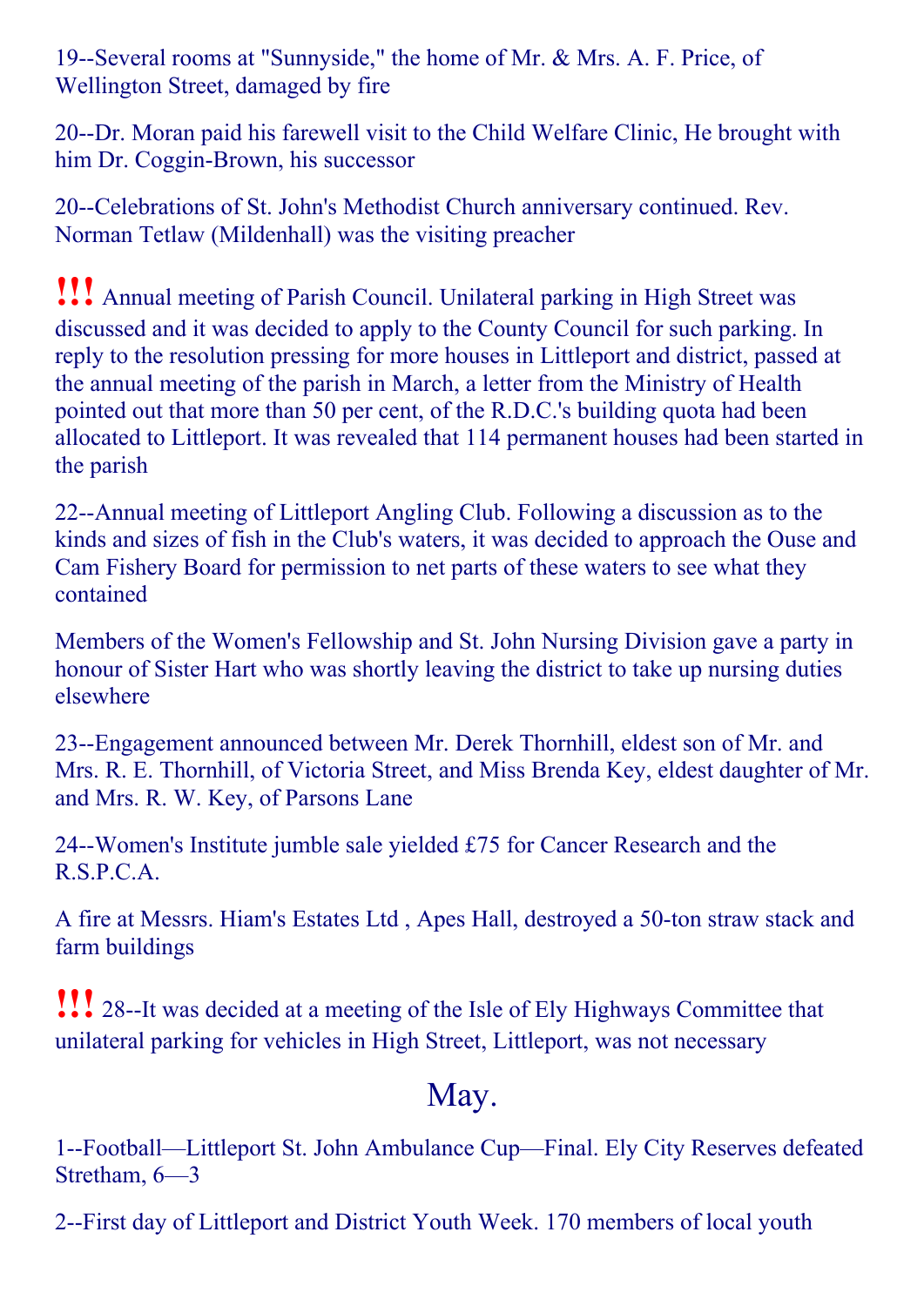19--Several rooms at "Sunnyside," the home of Mr. & Mrs. A. F. Price, of Wellington Street, damaged by fire

20--Dr. Moran paid his farewell visit to the Child Welfare Clinic, He brought with him Dr. Coggin-Brown, his successor

20--Celebrations of St. John's Methodist Church anniversary continued. Rev. Norman Tetlaw (Mildenhall) was the visiting preacher

**!!!** Annual meeting of Parish Council. Unilateral parking in High Street was discussed and it was decided to apply to the County Council for such parking. In reply to the resolution pressing for more houses in Littleport and district, passed at the annual meeting of the parish in March, a letter from the Ministry of Health pointed out that more than 50 per cent, of the R.D.C.'s building quota had been allocated to Littleport. It was revealed that 114 permanent houses had been started in the parish

22--Annual meeting of Littleport Angling Club. Following a discussion as to the kinds and sizes of fish in the Club's waters, it was decided to approach the Ouse and Cam Fishery Board for permission to net parts of these waters to see what they contained

Members of the Women's Fellowship and St. John Nursing Division gave a party in honour of Sister Hart who was shortly leaving the district to take up nursing duties elsewhere

23--Engagement announced between Mr. Derek Thornhill, eldest son of Mr. and Mrs. R. E. Thornhill, of Victoria Street, and Miss Brenda Key, eldest daughter of Mr. and Mrs. R. W. Key, of Parsons Lane

24--Women's Institute jumble sale yielded £75 for Cancer Research and the R.S.P.C.A.

A fire at Messrs. Hiam's Estates Ltd , Apes Hall, destroyed a 50-ton straw stack and farm buildings

**!!!** 28--It was decided at a meeting of the Isle of Ely Highways Committee that unilateral parking for vehicles in High Street, Littleport, was not necessary

## May.

1--Football—Littleport St. John Ambulance Cup—Final. Ely City Reserves defeated Stretham, 6—3

2--First day of Littleport and District Youth Week. 170 members of local youth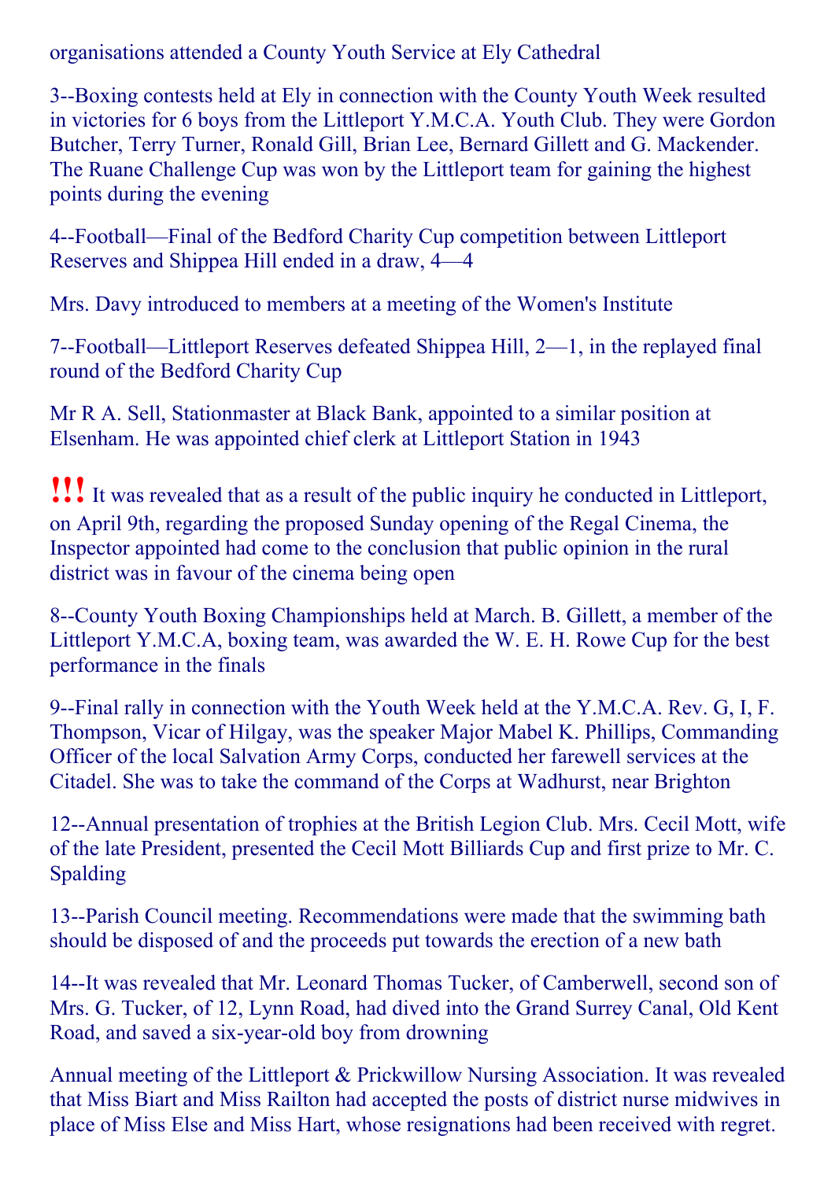organisations attended a County Youth Service at Ely Cathedral

3--Boxing contests held at Ely in connection with the County Youth Week resulted in victories for 6 boys from the Littleport Y.M.C.A. Youth Club. They were Gordon Butcher, Terry Turner, Ronald Gill, Brian Lee, Bernard Gillett and G. Mackender. The Ruane Challenge Cup was won by the Littleport team for gaining the highest points during the evening

4--Football—Final of the Bedford Charity Cup competition between Littleport Reserves and Shippea Hill ended in a draw, 4—4

Mrs. Davy introduced to members at a meeting of the Women's Institute

7--Football—Littleport Reserves defeated Shippea Hill, 2—1, in the replayed final round of the Bedford Charity Cup

Mr R A. Sell, Stationmaster at Black Bank, appointed to a similar position at Elsenham. He was appointed chief clerk at Littleport Station in 1943

**!!!** It was revealed that as a result of the public inquiry he conducted in Littleport, on April 9th, regarding the proposed Sunday opening of the Regal Cinema, the Inspector appointed had come to the conclusion that public opinion in the rural district was in favour of the cinema being open

8--County Youth Boxing Championships held at March. B. Gillett, a member of the Littleport Y.M.C.A, boxing team, was awarded the W. E. H. Rowe Cup for the best performance in the finals

9--Final rally in connection with the Youth Week held at the Y.M.C.A. Rev. G, I, F. Thompson, Vicar of Hilgay, was the speaker Major Mabel K. Phillips, Commanding Officer of the local Salvation Army Corps, conducted her farewell services at the Citadel. She was to take the command of the Corps at Wadhurst, near Brighton

12--Annual presentation of trophies at the British Legion Club. Mrs. Cecil Mott, wife of the late President, presented the Cecil Mott Billiards Cup and first prize to Mr. C. Spalding

13--Parish Council meeting. Recommendations were made that the swimming bath should be disposed of and the proceeds put towards the erection of a new bath

14--It was revealed that Mr. Leonard Thomas Tucker, of Camberwell, second son of Mrs. G. Tucker, of 12, Lynn Road, had dived into the Grand Surrey Canal, Old Kent Road, and saved a six-year-old boy from drowning

Annual meeting of the Littleport & Prickwillow Nursing Association. It was revealed that Miss Biart and Miss Railton had accepted the posts of district nurse midwives in place of Miss Else and Miss Hart, whose resignations had been received with regret.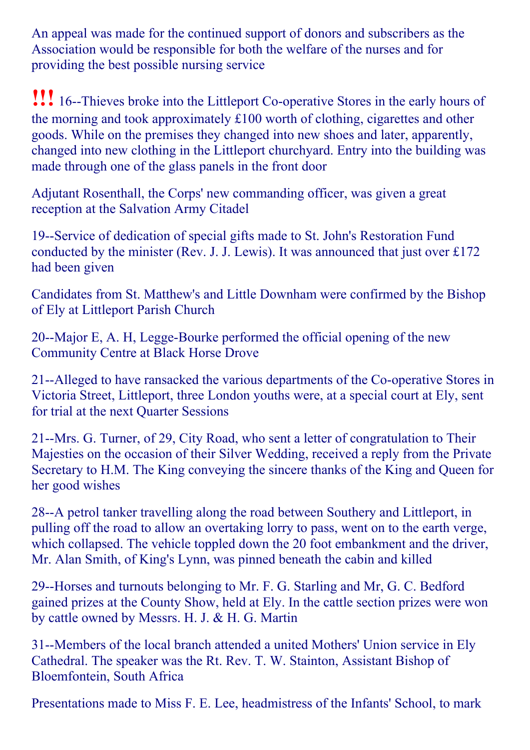An appeal was made for the continued support of donors and subscribers as the Association would be responsible for both the welfare of the nurses and for providing the best possible nursing service

**!!!** 16--Thieves broke into the Littleport Co-operative Stores in the early hours of the morning and took approximately £100 worth of clothing, cigarettes and other goods. While on the premises they changed into new shoes and later, apparently, changed into new clothing in the Littleport churchyard. Entry into the building was made through one of the glass panels in the front door

Adjutant Rosenthall, the Corps' new commanding officer, was given a great reception at the Salvation Army Citadel

19--Service of dedication of special gifts made to St. John's Restoration Fund conducted by the minister (Rev. J. J. Lewis). It was announced that just over £172 had been given

Candidates from St. Matthew's and Little Downham were confirmed by the Bishop of Ely at Littleport Parish Church

20--Major E, A. H, Legge-Bourke performed the official opening of the new Community Centre at Black Horse Drove

21--Alleged to have ransacked the various departments of the Co-operative Stores in Victoria Street, Littleport, three London youths were, at a special court at Ely, sent for trial at the next Quarter Sessions

21--Mrs. G. Turner, of 29, City Road, who sent a letter of congratulation to Their Majesties on the occasion of their Silver Wedding, received a reply from the Private Secretary to H.M. The King conveying the sincere thanks of the King and Queen for her good wishes

28--A petrol tanker travelling along the road between Southery and Littleport, in pulling off the road to allow an overtaking lorry to pass, went on to the earth verge, which collapsed. The vehicle toppled down the 20 foot embankment and the driver, Mr. Alan Smith, of King's Lynn, was pinned beneath the cabin and killed

29--Horses and turnouts belonging to Mr. F. G. Starling and Mr, G. C. Bedford gained prizes at the County Show, held at Ely. In the cattle section prizes were won by cattle owned by Messrs. H. J. & H. G. Martin

31--Members of the local branch attended a united Mothers' Union service in Ely Cathedral. The speaker was the Rt. Rev. T. W. Stainton, Assistant Bishop of Bloemfontein, South Africa

Presentations made to Miss F. E. Lee, headmistress of the Infants' School, to mark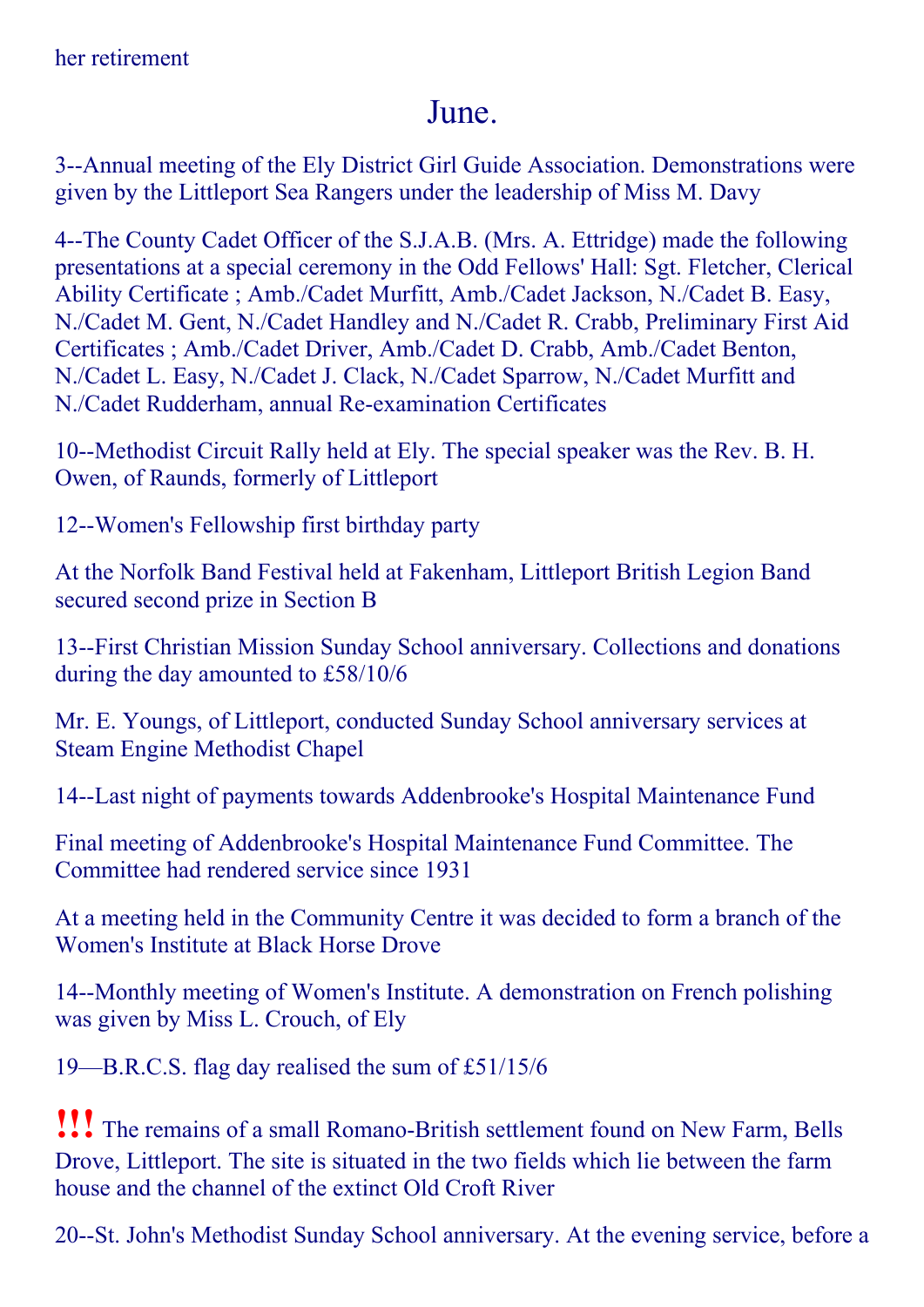her retirement

## June.

3--Annual meeting of the Ely District Girl Guide Association. Demonstrations were given by the Littleport Sea Rangers under the leadership of Miss M. Davy

4--The County Cadet Officer of the S.J.A.B. (Mrs. A. Ettridge) made the following presentations at a special ceremony in the Odd Fellows' Hall: Sgt. Fletcher, Clerical Ability Certificate ; Amb./Cadet Murfitt, Amb./Cadet Jackson, N./Cadet B. Easy, N./Cadet M. Gent, N./Cadet Handley and N./Cadet R. Crabb, Preliminary First Aid Certificates ; Amb./Cadet Driver, Amb./Cadet D. Crabb, Amb./Cadet Benton, N./Cadet L. Easy, N./Cadet J. Clack, N./Cadet Sparrow, N./Cadet Murfitt and N./Cadet Rudderham, annual Re-examination Certificates

10--Methodist Circuit Rally held at Ely. The special speaker was the Rev. B. H. Owen, of Raunds, formerly of Littleport

12--Women's Fellowship first birthday party

At the Norfolk Band Festival held at Fakenham, Littleport British Legion Band secured second prize in Section B

13--First Christian Mission Sunday School anniversary. Collections and donations during the day amounted to £58/10/6

Mr. E. Youngs, of Littleport, conducted Sunday School anniversary services at Steam Engine Methodist Chapel

14--Last night of payments towards Addenbrooke's Hospital Maintenance Fund

Final meeting of Addenbrooke's Hospital Maintenance Fund Committee. The Committee had rendered service since 1931

At a meeting held in the Community Centre it was decided to form a branch of the Women's Institute at Black Horse Drove

14--Monthly meeting of Women's Institute. A demonstration on French polishing was given by Miss L. Crouch, of Ely

19—B.R.C.S. flag day realised the sum of £51/15/6

**!!!** The remains of a small Romano-British settlement found on New Farm, Bells Drove, Littleport. The site is situated in the two fields which lie between the farm house and the channel of the extinct Old Croft River

20--St. John's Methodist Sunday School anniversary. At the evening service, before a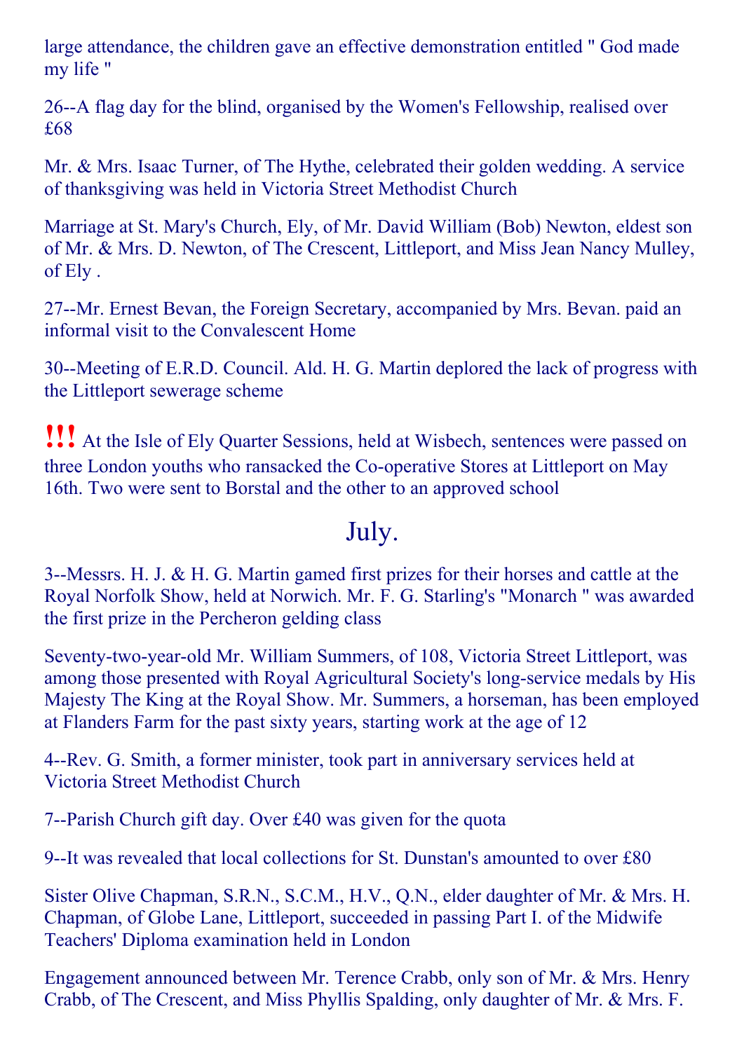large attendance, the children gave an effective demonstration entitled " God made my life "

26--A flag day for the blind, organised by the Women's Fellowship, realised over £68

Mr. & Mrs. Isaac Turner, of The Hythe, celebrated their golden wedding. A service of thanksgiving was held in Victoria Street Methodist Church

Marriage at St. Mary's Church, Ely, of Mr. David William (Bob) Newton, eldest son of Mr. & Mrs. D. Newton, of The Crescent, Littleport, and Miss Jean Nancy Mulley, of Ely .

27--Mr. Ernest Bevan, the Foreign Secretary, accompanied by Mrs. Bevan. paid an informal visit to the Convalescent Home

30--Meeting of E.R.D. Council. Ald. H. G. Martin deplored the lack of progress with the Littleport sewerage scheme

**!!!** At the Isle of Ely Quarter Sessions, held at Wisbech, sentences were passed on three London youths who ransacked the Co-operative Stores at Littleport on May 16th. Two were sent to Borstal and the other to an approved school

## July.

3--Messrs. H. J. & H. G. Martin gamed first prizes for their horses and cattle at the Royal Norfolk Show, held at Norwich. Mr. F. G. Starling's "Monarch " was awarded the first prize in the Percheron gelding class

Seventy-two-year-old Mr. William Summers, of 108, Victoria Street Littleport, was among those presented with Royal Agricultural Society's long-service medals by His Majesty The King at the Royal Show. Mr. Summers, a horseman, has been employed at Flanders Farm for the past sixty years, starting work at the age of 12

4--Rev. G. Smith, a former minister, took part in anniversary services held at Victoria Street Methodist Church

7--Parish Church gift day. Over £40 was given for the quota

9--It was revealed that local collections for St. Dunstan's amounted to over £80

Sister Olive Chapman, S.R.N., S.C.M., H.V., Q.N., elder daughter of Mr. & Mrs. H. Chapman, of Globe Lane, Littleport, succeeded in passing Part I. of the Midwife Teachers' Diploma examination held in London

Engagement announced between Mr. Terence Crabb, only son of Mr. & Mrs. Henry Crabb, of The Crescent, and Miss Phyllis Spalding, only daughter of Mr. & Mrs. F.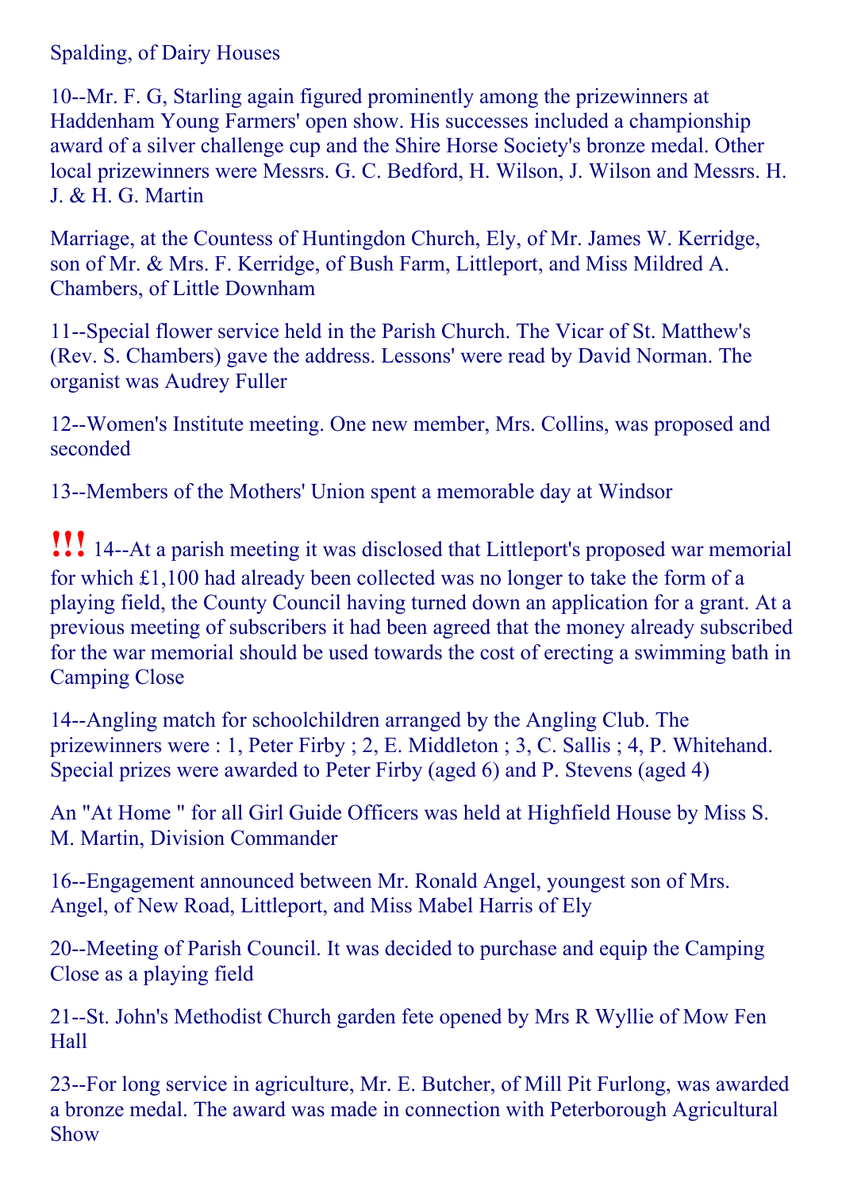Spalding, of Dairy Houses

10--Mr. F. G, Starling again figured prominently among the prizewinners at Haddenham Young Farmers' open show. His successes included a championship award of a silver challenge cup and the Shire Horse Society's bronze medal. Other local prizewinners were Messrs. G. C. Bedford, H. Wilson, J. Wilson and Messrs. H. J. & H. G. Martin

Marriage, at the Countess of Huntingdon Church, Ely, of Mr. James W. Kerridge, son of Mr. & Mrs. F. Kerridge, of Bush Farm, Littleport, and Miss Mildred A. Chambers, of Little Downham

11--Special flower service held in the Parish Church. The Vicar of St. Matthew's (Rev. S. Chambers) gave the address. Lessons' were read by David Norman. The organist was Audrey Fuller

12--Women's Institute meeting. One new member, Mrs. Collins, was proposed and seconded

13--Members of the Mothers' Union spent a memorable day at Windsor

**!!!** 14--At a parish meeting it was disclosed that Littleport's proposed war memorial for which £1,100 had already been collected was no longer to take the form of a playing field, the County Council having turned down an application for a grant. At a previous meeting of subscribers it had been agreed that the money already subscribed for the war memorial should be used towards the cost of erecting a swimming bath in Camping Close

14--Angling match for schoolchildren arranged by the Angling Club. The prizewinners were : 1, Peter Firby ; 2, E. Middleton ; 3, C. Sallis ; 4, P. Whitehand. Special prizes were awarded to Peter Firby (aged 6) and P. Stevens (aged 4)

An "At Home " for all Girl Guide Officers was held at Highfield House by Miss S. M. Martin, Division Commander

16--Engagement announced between Mr. Ronald Angel, youngest son of Mrs. Angel, of New Road, Littleport, and Miss Mabel Harris of Ely

20--Meeting of Parish Council. It was decided to purchase and equip the Camping Close as a playing field

21--St. John's Methodist Church garden fete opened by Mrs R Wyllie of Mow Fen Hall

23--For long service in agriculture, Mr. E. Butcher, of Mill Pit Furlong, was awarded a bronze medal. The award was made in connection with Peterborough Agricultural Show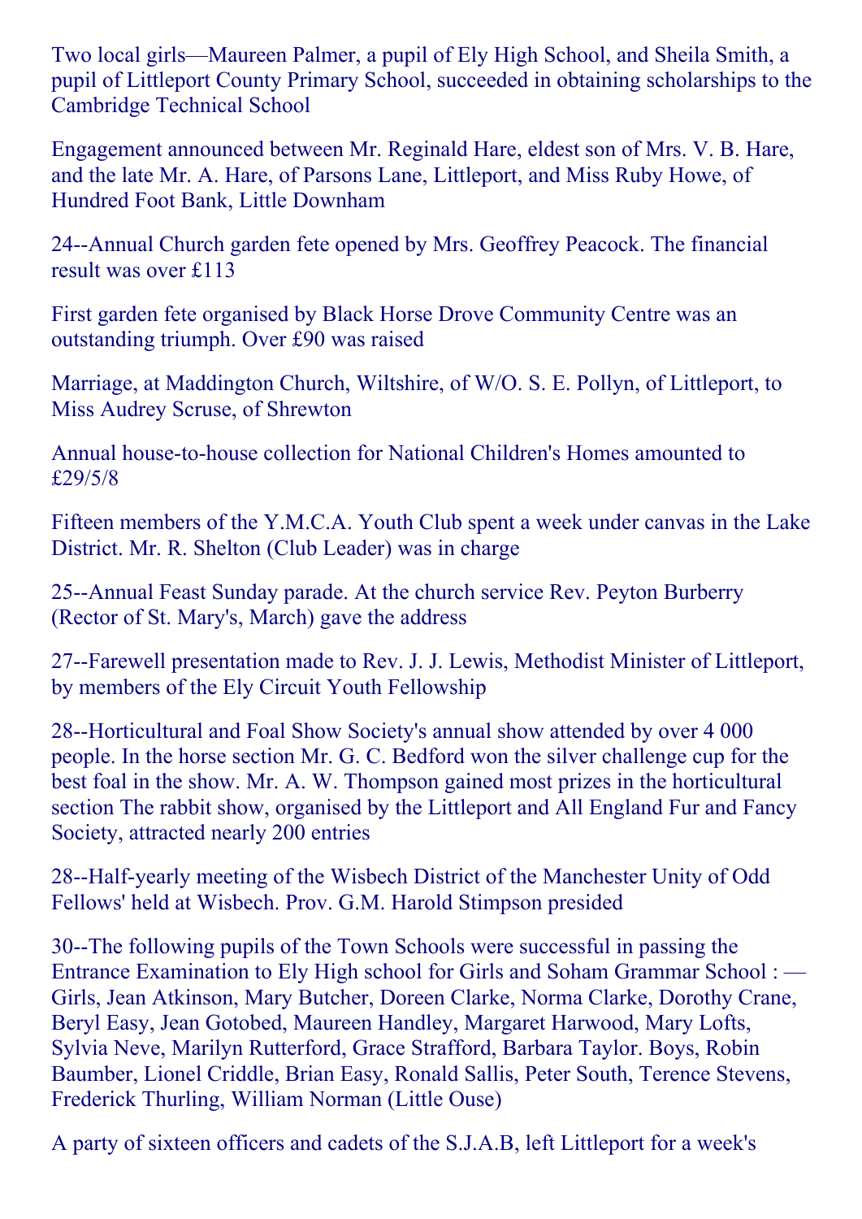Two local girls—Maureen Palmer, a pupil of Ely High School, and Sheila Smith, a pupil of Littleport County Primary School, succeeded in obtaining scholarships to the Cambridge Technical School

Engagement announced between Mr. Reginald Hare, eldest son of Mrs. V. B. Hare, and the late Mr. A. Hare, of Parsons Lane, Littleport, and Miss Ruby Howe, of Hundred Foot Bank, Little Downham

24--Annual Church garden fete opened by Mrs. Geoffrey Peacock. The financial result was over £113

First garden fete organised by Black Horse Drove Community Centre was an outstanding triumph. Over £90 was raised

Marriage, at Maddington Church, Wiltshire, of W/O. S. E. Pollyn, of Littleport, to Miss Audrey Scruse, of Shrewton

Annual house-to-house collection for National Children's Homes amounted to £29/5/8

Fifteen members of the Y.M.C.A. Youth Club spent a week under canvas in the Lake District. Mr. R. Shelton (Club Leader) was in charge

25--Annual Feast Sunday parade. At the church service Rev. Peyton Burberry (Rector of St. Mary's, March) gave the address

27--Farewell presentation made to Rev. J. J. Lewis, Methodist Minister of Littleport, by members of the Ely Circuit Youth Fellowship

28--Horticultural and Foal Show Society's annual show attended by over 4 000 people. In the horse section Mr. G. C. Bedford won the silver challenge cup for the best foal in the show. Mr. A. W. Thompson gained most prizes in the horticultural section The rabbit show, organised by the Littleport and All England Fur and Fancy Society, attracted nearly 200 entries

28--Half-yearly meeting of the Wisbech District of the Manchester Unity of Odd Fellows' held at Wisbech. Prov. G.M. Harold Stimpson presided

30--The following pupils of the Town Schools were successful in passing the Entrance Examination to Ely High school for Girls and Soham Grammar School : — Girls, Jean Atkinson, Mary Butcher, Doreen Clarke, Norma Clarke, Dorothy Crane, Beryl Easy, Jean Gotobed, Maureen Handley, Margaret Harwood, Mary Lofts, Sylvia Neve, Marilyn Rutterford, Grace Strafford, Barbara Taylor. Boys, Robin Baumber, Lionel Criddle, Brian Easy, Ronald Sallis, Peter South, Terence Stevens, Frederick Thurling, William Norman (Little Ouse)

A party of sixteen officers and cadets of the S.J.A.B, left Littleport for a week's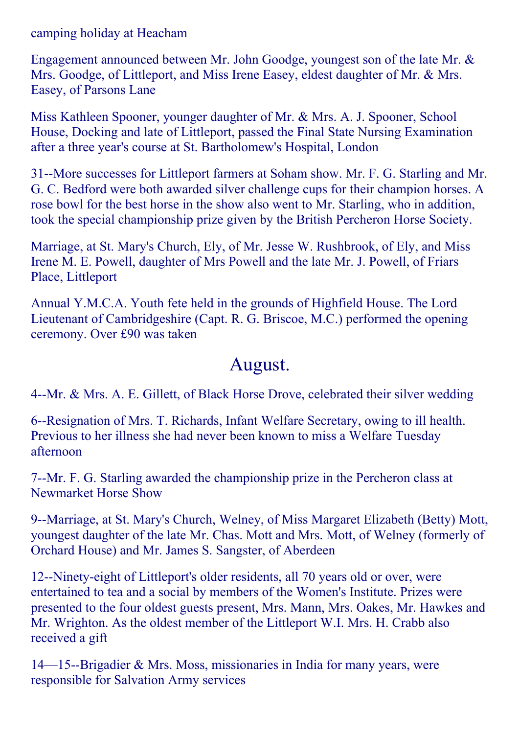camping holiday at Heacham

Engagement announced between Mr. John Goodge, youngest son of the late Mr. & Mrs. Goodge, of Littleport, and Miss Irene Easey, eldest daughter of Mr. & Mrs. Easey, of Parsons Lane

Miss Kathleen Spooner, younger daughter of Mr. & Mrs. A. J. Spooner, School House, Docking and late of Littleport, passed the Final State Nursing Examination after a three year's course at St. Bartholomew's Hospital, London

31--More successes for Littleport farmers at Soham show. Mr. F. G. Starling and Mr. G. C. Bedford were both awarded silver challenge cups for their champion horses. A rose bowl for the best horse in the show also went to Mr. Starling, who in addition, took the special championship prize given by the British Percheron Horse Society.

Marriage, at St. Mary's Church, Ely, of Mr. Jesse W. Rushbrook, of Ely, and Miss Irene M. E. Powell, daughter of Mrs Powell and the late Mr. J. Powell, of Friars Place, Littleport

Annual Y.M.C.A. Youth fete held in the grounds of Highfield House. The Lord Lieutenant of Cambridgeshire (Capt. R. G. Briscoe, M.C.) performed the opening ceremony. Over £90 was taken

## August.

4--Mr. & Mrs. A. E. Gillett, of Black Horse Drove, celebrated their silver wedding

6--Resignation of Mrs. T. Richards, Infant Welfare Secretary, owing to ill health. Previous to her illness she had never been known to miss a Welfare Tuesday afternoon

7--Mr. F. G. Starling awarded the championship prize in the Percheron class at Newmarket Horse Show

9--Marriage, at St. Mary's Church, Welney, of Miss Margaret Elizabeth (Betty) Mott, youngest daughter of the late Mr. Chas. Mott and Mrs. Mott, of Welney (formerly of Orchard House) and Mr. James S. Sangster, of Aberdeen

12--Ninety-eight of Littleport's older residents, all 70 years old or over, were entertained to tea and a social by members of the Women's Institute. Prizes were presented to the four oldest guests present, Mrs. Mann, Mrs. Oakes, Mr. Hawkes and Mr. Wrighton. As the oldest member of the Littleport W.I. Mrs. H. Crabb also received a gift

14—15--Brigadier & Mrs. Moss, missionaries in India for many years, were responsible for Salvation Army services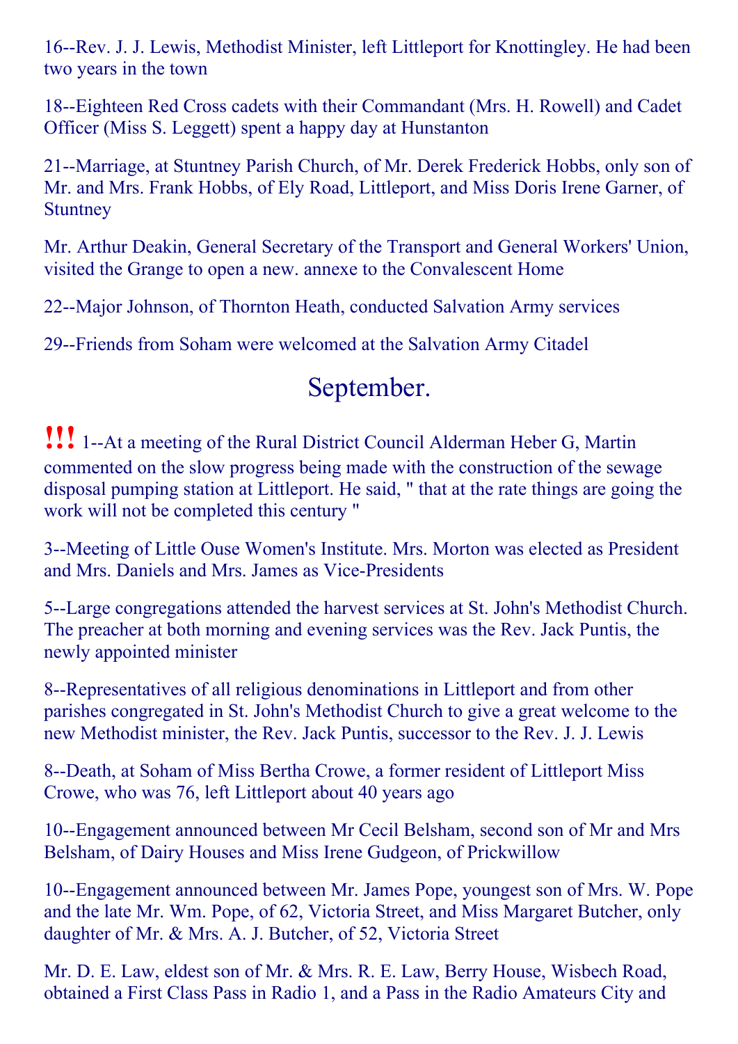16--Rev. J. J. Lewis, Methodist Minister, left Littleport for Knottingley. He had been two years in the town

18--Eighteen Red Cross cadets with their Commandant (Mrs. H. Rowell) and Cadet Officer (Miss S. Leggett) spent a happy day at Hunstanton

21--Marriage, at Stuntney Parish Church, of Mr. Derek Frederick Hobbs, only son of Mr. and Mrs. Frank Hobbs, of Ely Road, Littleport, and Miss Doris Irene Garner, of Stuntney

Mr. Arthur Deakin, General Secretary of the Transport and General Workers' Union, visited the Grange to open a new. annexe to the Convalescent Home

22--Major Johnson, of Thornton Heath, conducted Salvation Army services

29--Friends from Soham were welcomed at the Salvation Army Citadel

## September.

!!! 1--At a meeting of the Rural District Council Alderman Heber G, Martin commented on the slow progress being made with the construction of the sewage disposal pumping station at Littleport. He said, " that at the rate things are going the work will not be completed this century "

3--Meeting of Little Ouse Women's Institute. Mrs. Morton was elected as President and Mrs. Daniels and Mrs. James as Vice-Presidents

5--Large congregations attended the harvest services at St. John's Methodist Church. The preacher at both morning and evening services was the Rev. Jack Puntis, the newly appointed minister

8--Representatives of all religious denominations in Littleport and from other parishes congregated in St. John's Methodist Church to give a great welcome to the new Methodist minister, the Rev. Jack Puntis, successor to the Rev. J. J. Lewis

8--Death, at Soham of Miss Bertha Crowe, a former resident of Littleport Miss Crowe, who was 76, left Littleport about 40 years ago

10--Engagement announced between Mr Cecil Belsham, second son of Mr and Mrs Belsham, of Dairy Houses and Miss Irene Gudgeon, of Prickwillow

10--Engagement announced between Mr. James Pope, youngest son of Mrs. W. Pope and the late Mr. Wm. Pope, of 62, Victoria Street, and Miss Margaret Butcher, only daughter of Mr. & Mrs. A. J. Butcher, of 52, Victoria Street

Mr. D. E. Law, eldest son of Mr. & Mrs. R. E. Law, Berry House, Wisbech Road, obtained a First Class Pass in Radio 1, and a Pass in the Radio Amateurs City and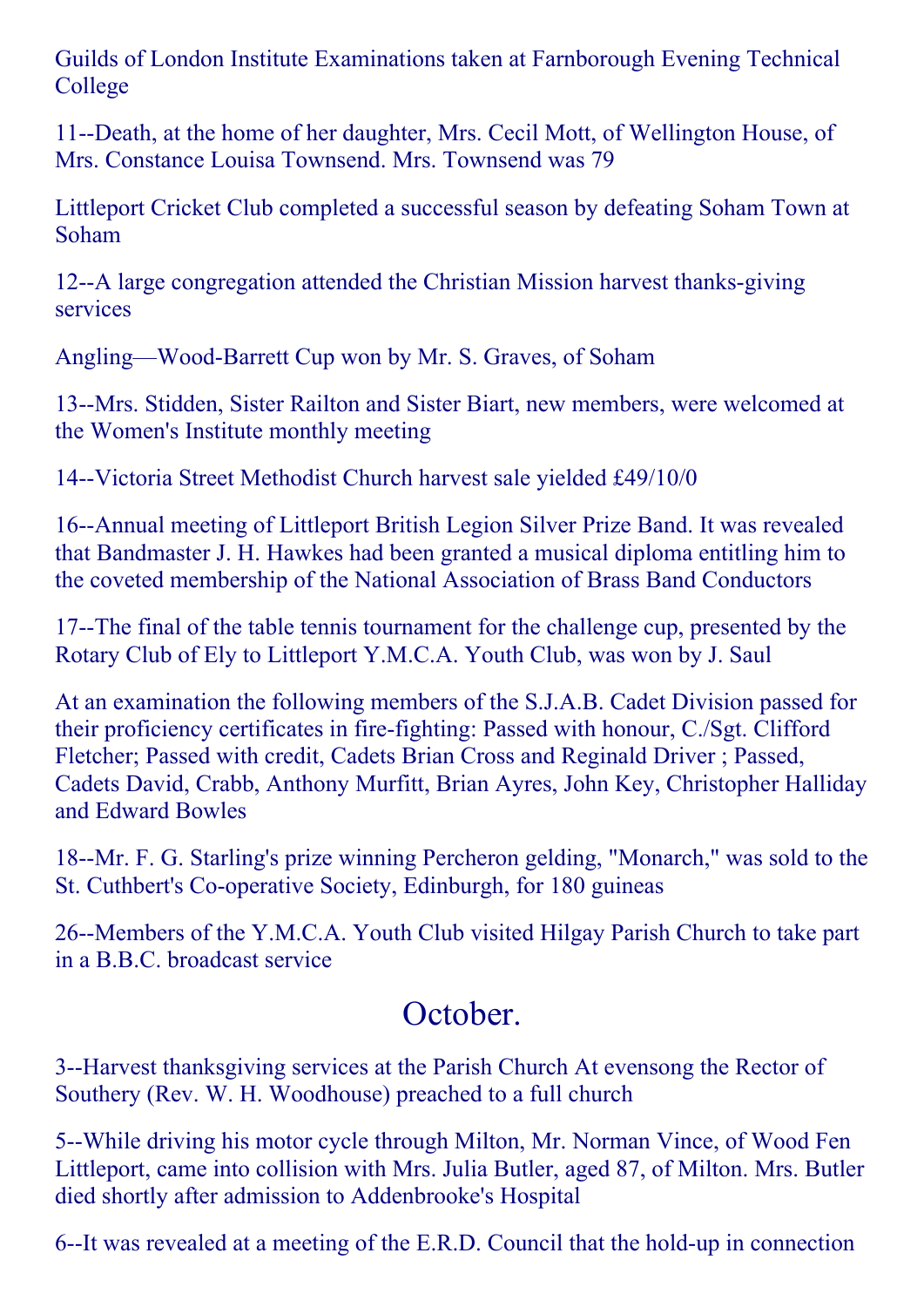Guilds of London Institute Examinations taken at Farnborough Evening Technical College

11--Death, at the home of her daughter, Mrs. Cecil Mott, of Wellington House, of Mrs. Constance Louisa Townsend. Mrs. Townsend was 79

Littleport Cricket Club completed a successful season by defeating Soham Town at Soham

12--A large congregation attended the Christian Mission harvest thanks-giving services

Angling—Wood-Barrett Cup won by Mr. S. Graves, of Soham

13--Mrs. Stidden, Sister Railton and Sister Biart, new members, were welcomed at the Women's Institute monthly meeting

14--Victoria Street Methodist Church harvest sale yielded £49/10/0

16--Annual meeting of Littleport British Legion Silver Prize Band. It was revealed that Bandmaster J. H. Hawkes had been granted a musical diploma entitling him to the coveted membership of the National Association of Brass Band Conductors

17--The final of the table tennis tournament for the challenge cup, presented by the Rotary Club of Ely to Littleport Y.M.C.A. Youth Club, was won by J. Saul

At an examination the following members of the S.J.A.B. Cadet Division passed for their proficiency certificates in fire-fighting: Passed with honour, C./Sgt. Clifford Fletcher; Passed with credit, Cadets Brian Cross and Reginald Driver ; Passed, Cadets David, Crabb, Anthony Murfitt, Brian Ayres, John Key, Christopher Halliday and Edward Bowles

18--Mr. F. G. Starling's prize winning Percheron gelding, "Monarch," was sold to the St. Cuthbert's Co-operative Society, Edinburgh, for 180 guineas

26--Members of the Y.M.C.A. Youth Club visited Hilgay Parish Church to take part in a B.B.C. broadcast service

## October.

3--Harvest thanksgiving services at the Parish Church At evensong the Rector of Southery (Rev. W. H. Woodhouse) preached to a full church

5--While driving his motor cycle through Milton, Mr. Norman Vince, of Wood Fen Littleport, came into collision with Mrs. Julia Butler, aged 87, of Milton. Mrs. Butler died shortly after admission to Addenbrooke's Hospital

6--It was revealed at a meeting of the E.R.D. Council that the hold-up in connection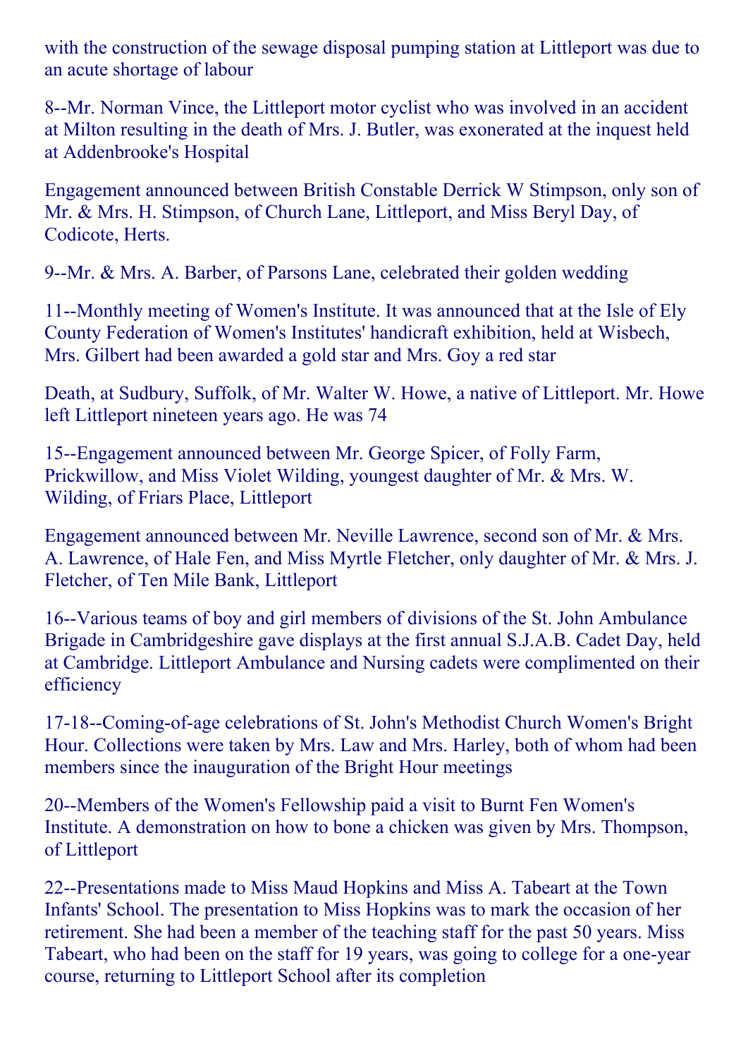with the construction of the sewage disposal pumping station at Littleport was due to an acute shortage of labour

8--Mr. Norman Vince, the Littleport motor cyclist who was involved in an accident at Milton resulting in the death of Mrs. J. Butler, was exonerated at the inquest held at Addenbrooke's Hospital

Engagement announced between British Constable Derrick W Stimpson, only son of Mr. & Mrs. H. Stimpson, of Church Lane, Littleport, and Miss Beryl Day, of Codicote, Herts.

9--Mr. & Mrs. A. Barber, of Parsons Lane, celebrated their golden wedding

11--Monthly meeting of Women's Institute. It was announced that at the Isle of Ely County Federation of Women's Institutes' handicraft exhibition, held at Wisbech, Mrs. Gilbert had been awarded a gold star and Mrs. Goy a red star

Death, at Sudbury, Suffolk, of Mr. Walter W. Howe, a native of Littleport. Mr. Howe left Littleport nineteen years ago. He was 74

15--Engagement announced between Mr. George Spicer, of Folly Farm, Prickwillow, and Miss Violet Wilding, youngest daughter of Mr. & Mrs. W. Wilding, of Friars Place, Littleport

Engagement announced between Mr. Neville Lawrence, second son of Mr. & Mrs. A. Lawrence, of Hale Fen, and Miss Myrtle Fletcher, only daughter of Mr. & Mrs. J. Fletcher, of Ten Mile Bank, Littleport

16--Various teams of boy and girl members of divisions of the St. John Ambulance Brigade in Cambridgeshire gave displays at the first annual S.J.A.B. Cadet Day, held at Cambridge. Littleport Ambulance and Nursing cadets were complimented on their efficiency

17-18--Coming-of-age celebrations of St. John's Methodist Church Women's Bright Hour. Collections were taken by Mrs. Law and Mrs. Harley, both of whom had been members since the inauguration of the Bright Hour meetings

20--Members of the Women's Fellowship paid a visit to Burnt Fen Women's Institute. A demonstration on how to bone a chicken was given by Mrs. Thompson, of Littleport

22--Presentations made to Miss Maud Hopkins and Miss A. Tabeart at the Town Infants' School. The presentation to Miss Hopkins was to mark the occasion of her retirement. She had been a member of the teaching staff for the past 50 years. Miss Tabeart, who had been on the staff for 19 years, was going to college for a one-year course, returning to Littleport School after its completion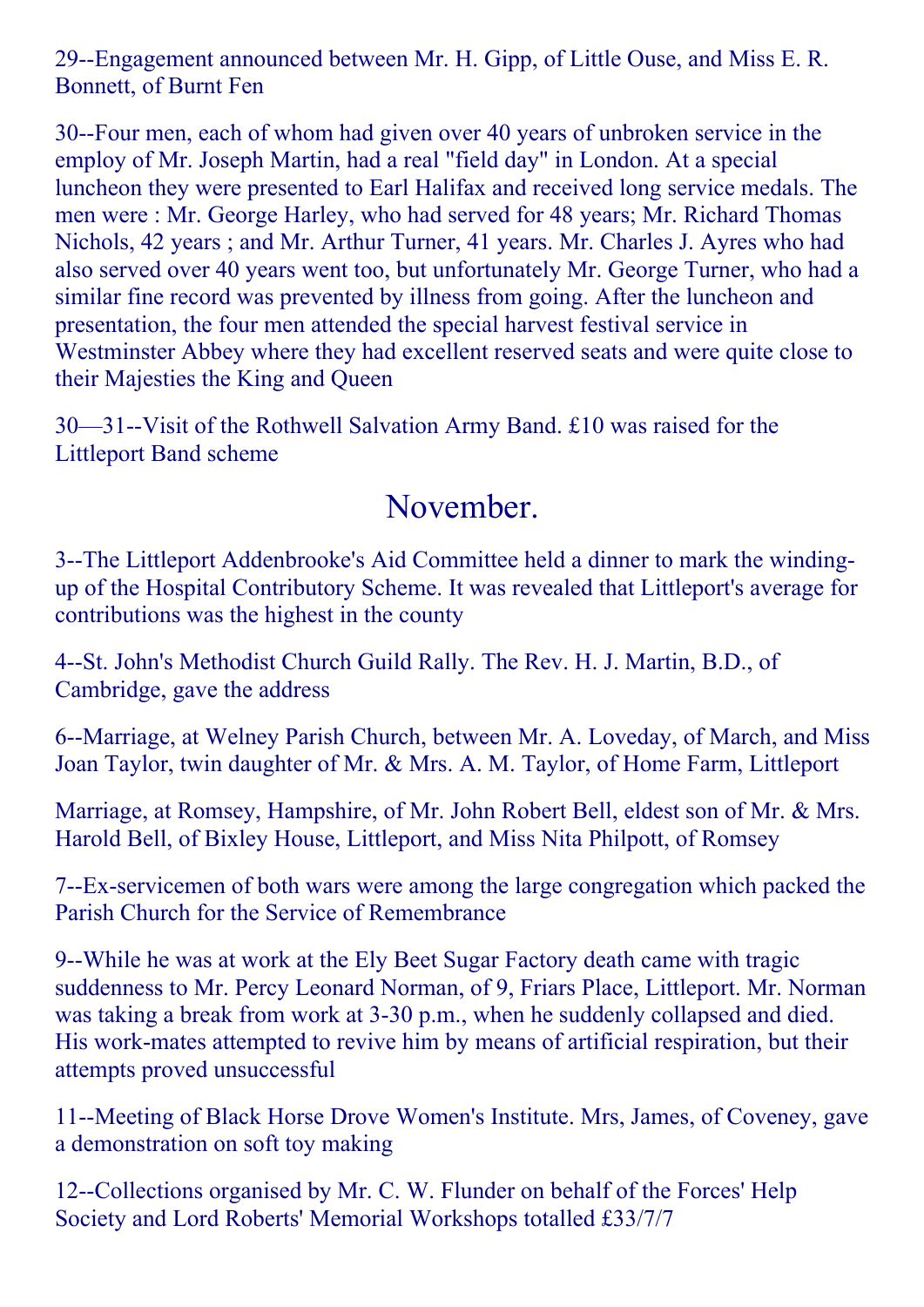29--Engagement announced between Mr. H. Gipp, of Little Ouse, and Miss E. R. Bonnett, of Burnt Fen

30--Four men, each of whom had given over 40 years of unbroken service in the employ of Mr. Joseph Martin, had a real "field day" in London. At a special luncheon they were presented to Earl Halifax and received long service medals. The men were : Mr. George Harley, who had served for 48 years; Mr. Richard Thomas Nichols, 42 years ; and Mr. Arthur Turner, 41 years. Mr. Charles J. Ayres who had also served over 40 years went too, but unfortunately Mr. George Turner, who had a similar fine record was prevented by illness from going. After the luncheon and presentation, the four men attended the special harvest festival service in Westminster Abbey where they had excellent reserved seats and were quite close to their Majesties the King and Queen

30—31--Visit of the Rothwell Salvation Army Band. £10 was raised for the Littleport Band scheme

## November.

3--The Littleport Addenbrooke's Aid Committee held a dinner to mark the winding-up of the Hospital Contributory Scheme. It was revealed that Littleport's average for contributions was the highest in the county

4--St. John's Methodist Church Guild Rally. The Rev. H. J. Martin, B.D., of Cambridge, gave the address

6--Marriage, at Welney Parish Church, between Mr. A. Loveday, of March, and Miss Joan Taylor, twin daughter of Mr. & Mrs. A. M. Taylor, of Home Farm, Littleport

Marriage, at Romsey, Hampshire, of Mr. John Robert Bell, eldest son of Mr. & Mrs. Harold Bell, of Bixley House, Littleport, and Miss Nita Philpott, of Romsey

7--Ex-servicemen of both wars were among the large congregation which packed the Parish Church for the Service of Remembrance

9--While he was at work at the Ely Beet Sugar Factory death came with tragic suddenness to Mr. Percy Leonard Norman, of 9, Friars Place, Littleport. Mr. Norman was taking a break from work at 3-30 p.m., when he suddenly collapsed and died. His work-mates attempted to revive him by means of artificial respiration, but their attempts proved unsuccessful

11--Meeting of Black Horse Drove Women's Institute. Mrs, James, of Coveney, gave a demonstration on soft toy making

12--Collections organised by Mr. C. W. Flunder on behalf of the Forces' Help Society and Lord Roberts' Memorial Workshops totalled £33/7/7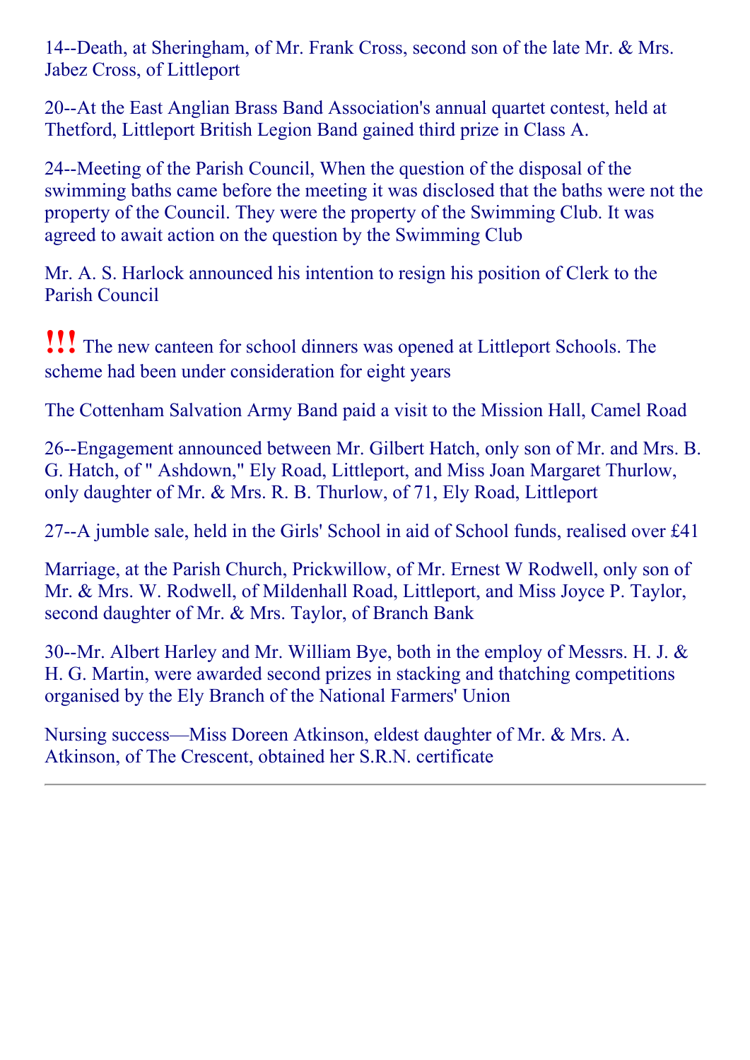14--Death, at Sheringham, of Mr. Frank Cross, second son of the late Mr. & Mrs. Jabez Cross, of Littleport

20--At the East Anglian Brass Band Association's annual quartet contest, held at Thetford, Littleport British Legion Band gained third prize in Class A.

24--Meeting of the Parish Council, When the question of the disposal of the swimming baths came before the meeting it was disclosed that the baths were not the property of the Council. They were the property of the Swimming Club. It was agreed to await action on the question by the Swimming Club

Mr. A. S. Harlock announced his intention to resign his position of Clerk to the Parish Council

**!!!** The new canteen for school dinners was opened at Littleport Schools. The scheme had been under consideration for eight years

The Cottenham Salvation Army Band paid a visit to the Mission Hall, Camel Road

26--Engagement announced between Mr. Gilbert Hatch, only son of Mr. and Mrs. B. G. Hatch, of " Ashdown," Ely Road, Littleport, and Miss Joan Margaret Thurlow, only daughter of Mr. & Mrs. R. B. Thurlow, of 71, Ely Road, Littleport

27--A jumble sale, held in the Girls' School in aid of School funds, realised over £41

Marriage, at the Parish Church, Prickwillow, of Mr. Ernest W Rodwell, only son of Mr. & Mrs. W. Rodwell, of Mildenhall Road, Littleport, and Miss Joyce P. Taylor, second daughter of Mr. & Mrs. Taylor, of Branch Bank

30--Mr. Albert Harley and Mr. William Bye, both in the employ of Messrs. H. J. & H. G. Martin, were awarded second prizes in stacking and thatching competitions organised by the Ely Branch of the National Farmers' Union

Nursing success—Miss Doreen Atkinson, eldest daughter of Mr. & Mrs. A. Atkinson, of The Crescent, obtained her S.R.N. certificate

---